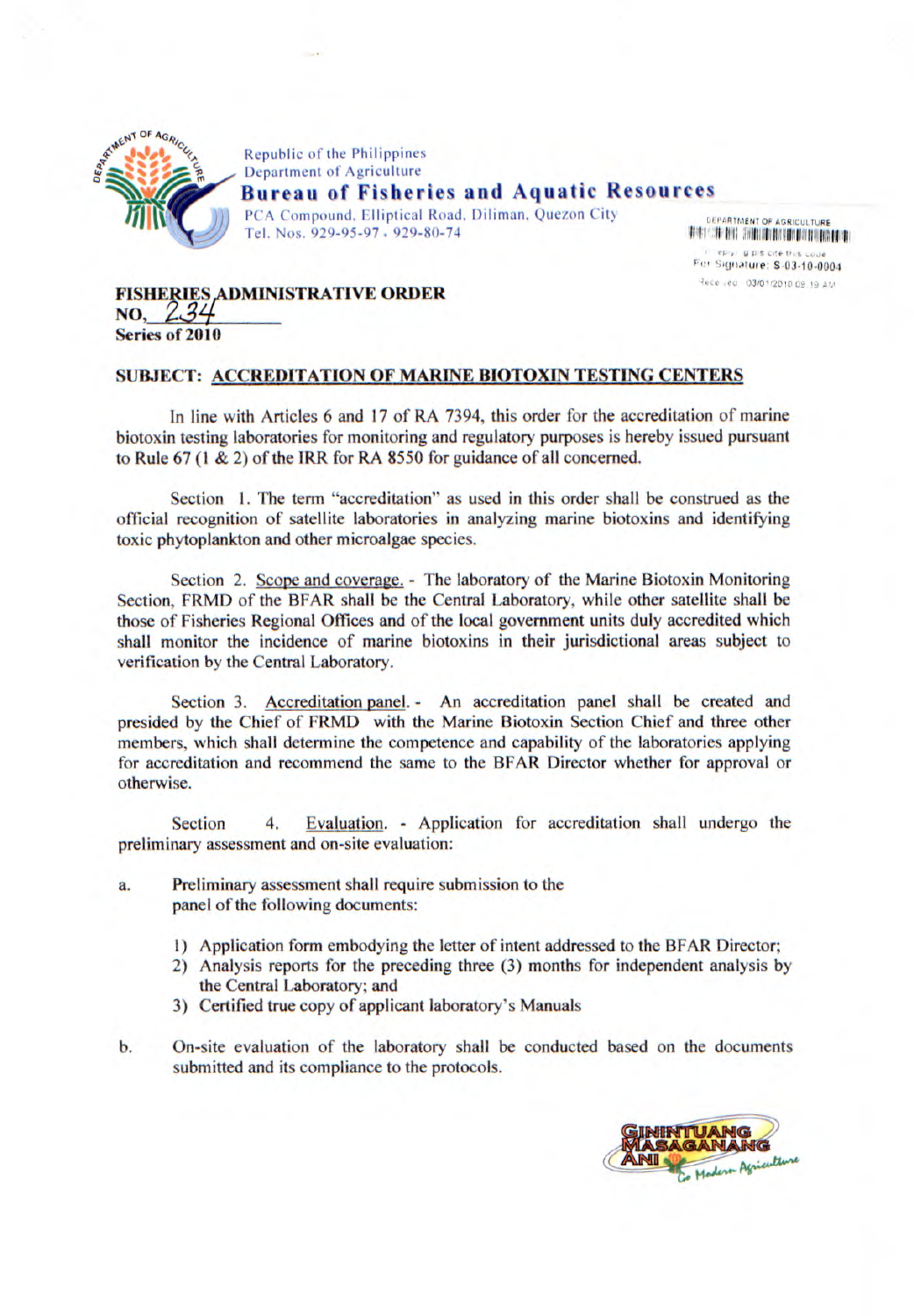Republic of the Philippines
Department of Agriculture
**Bureau of Fisheries and Aquatic Resources**
PCA Compound, Elliptical Road, Diliman, Quezon City
Tel. Nos. 929-95-97, 929-80-74

DEPARTMENT OF AGRICULTURE
For Signature: S-03-10-0004
Received: 03/01/2010 09:19 AM

**FISHERIES ADMINISTRATIVE ORDER**
**NO. 234**
**Series of 2010**

**SUBJECT: ACCREDITATION OF MARINE BIOTOXIN TESTING CENTERS**

In line with Articles 6 and 17 of RA 7394, this order for the accreditation of marine biotoxin testing laboratories for monitoring and regulatory purposes is hereby issued pursuant to Rule 67 (1 & 2) of the IRR for RA 8550 for guidance of all concerned.

Section 1. The term "accreditation" as used in this order shall be construed as the official recognition of satellite laboratories in analyzing marine biotoxins and identifying toxic phytoplankton and other microalgae species.

Section 2. Scope and coverage. - The laboratory of the Marine Biotoxin Monitoring Section, FRMD of the BFAR shall be the Central Laboratory, while other satellite shall be those of Fisheries Regional Offices and of the local government units duly accredited which shall monitor the incidence of marine biotoxins in their jurisdictional areas subject to verification by the Central Laboratory.

Section 3. Accreditation panel. - An accreditation panel shall be created and presided by the Chief of FRMD with the Marine Biotoxin Section Chief and three other members, which shall determine the competence and capability of the laboratories applying for accreditation and recommend the same to the BFAR Director whether for approval or otherwise.

Section 4. Evaluation. - Application for accreditation shall undergo the preliminary assessment and on-site evaluation:

a. Preliminary assessment shall require submission to the panel of the following documents:

   1) Application form embodying the letter of intent addressed to the BFAR Director;
   2) Analysis reports for the preceding three (3) months for independent analysis by the Central Laboratory; and
   3) Certified true copy of applicant laboratory's Manuals

b. On-site evaluation of the laboratory shall be conducted based on the documents submitted and its compliance to the protocols.

GININTUANG MASAGANANG ANI Go Modern Agriculture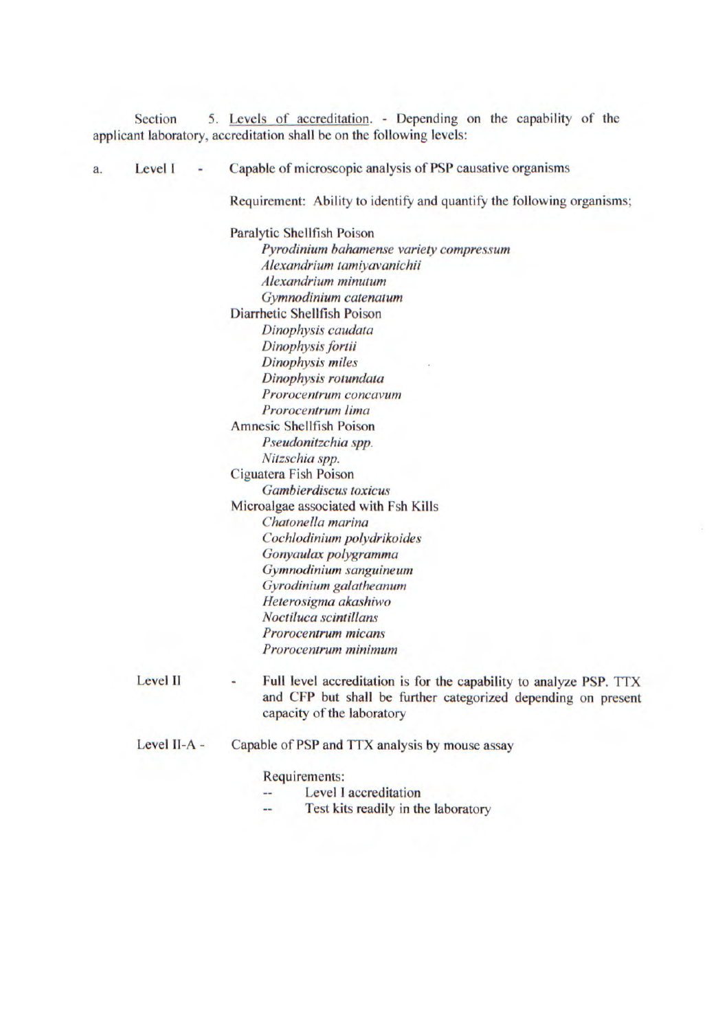Section 5. Levels of accreditation. - Depending on the capability of the applicant laboratory, accreditation shall be on the following levels:

a. Level I - Capable of microscopic analysis of PSP causative organisms

Requirement: Ability to identify and quantify the following organisms;

Paralytic Shellfish Poison
- *Pyrodinium bahamense variety compressum*
- *Alexandrium tamiyavanichii*
- *Alexandrium minutum*
- *Gymnodinium catenatum*

Diarrhetic Shellfish Poison
- *Dinophysis caudata*
- *Dinophysis fortii*
- *Dinophysis miles*
- *Dinophysis rotundata*
- *Prorocentrum concavum*
- *Prorocentrum lima*

Amnesic Shellfish Poison
- *Pseudonitzchia spp.*
- *Nitzschia spp.*

Ciguatera Fish Poison
- *Gambierdiscus toxicus*

Microalgae associated with Fsh Kills
- *Chatonella marina*
- *Cochlodinium polydrikoides*
- *Gonyaulax polygramma*
- *Gymnodinium sanguineum*
- *Gyrodinium galatheanum*
- *Heterosigma akashiwo*
- *Noctiluca scintillans*
- *Prorocentrum micans*
- *Prorocentrum minimum*

Level II - Full level accreditation is for the capability to analyze PSP. TTX and CFP but shall be further categorized depending on present capacity of the laboratory

Level II-A - Capable of PSP and TTX analysis by mouse assay

Requirements:
- -- Level I accreditation
- -- Test kits readily in the laboratory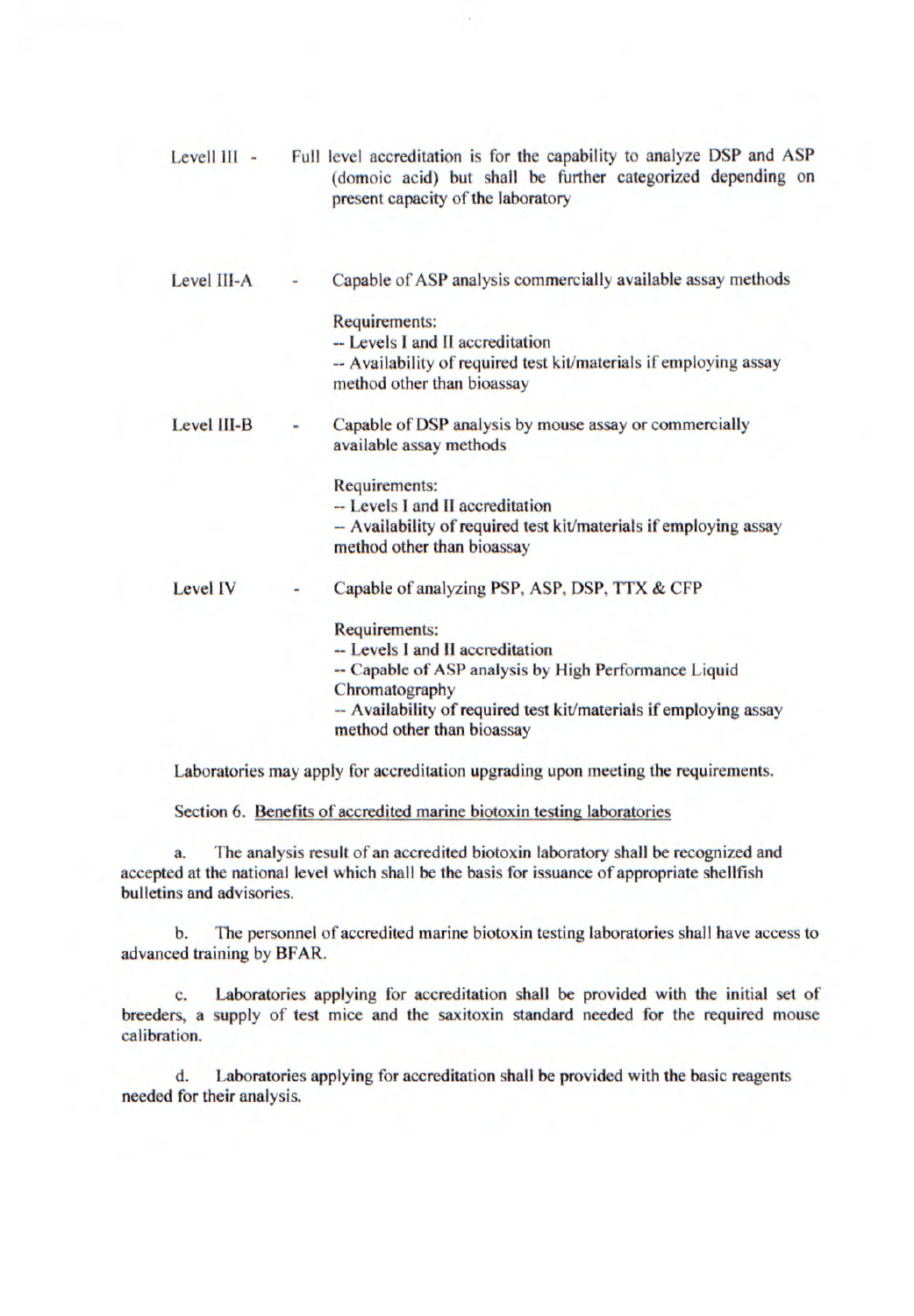Levell III - Full level accreditation is for the capability to analyze DSP and ASP (domoic acid) but shall be further categorized depending on present capacity of the laboratory

Level III-A - Capable of ASP analysis commercially available assay methods

Requirements:
-- Levels I and II accreditation
-- Availability of required test kit/materials if employing assay method other than bioassay

Level III-B - Capable of DSP analysis by mouse assay or commercially available assay methods

Requirements:
-- Levels I and II accreditation
-- Availability of required test kit/materials if employing assay method other than bioassay

Level IV - Capable of analyzing PSP, ASP, DSP, TTX & CFP

Requirements:
-- Levels I and II accreditation
-- Capable of ASP analysis by High Performance Liquid Chromatography
-- Availability of required test kit/materials if employing assay method other than bioassay

Laboratories may apply for accreditation upgrading upon meeting the requirements.

Section 6. Benefits of accredited marine biotoxin testing laboratories

a. The analysis result of an accredited biotoxin laboratory shall be recognized and accepted at the national level which shall be the basis for issuance of appropriate shellfish bulletins and advisories.

b. The personnel of accredited marine biotoxin testing laboratories shall have access to advanced training by BFAR.

c. Laboratories applying for accreditation shall be provided with the initial set of breeders, a supply of test mice and the saxitoxin standard needed for the required mouse calibration.

d. Laboratories applying for accreditation shall be provided with the basic reagents needed for their analysis.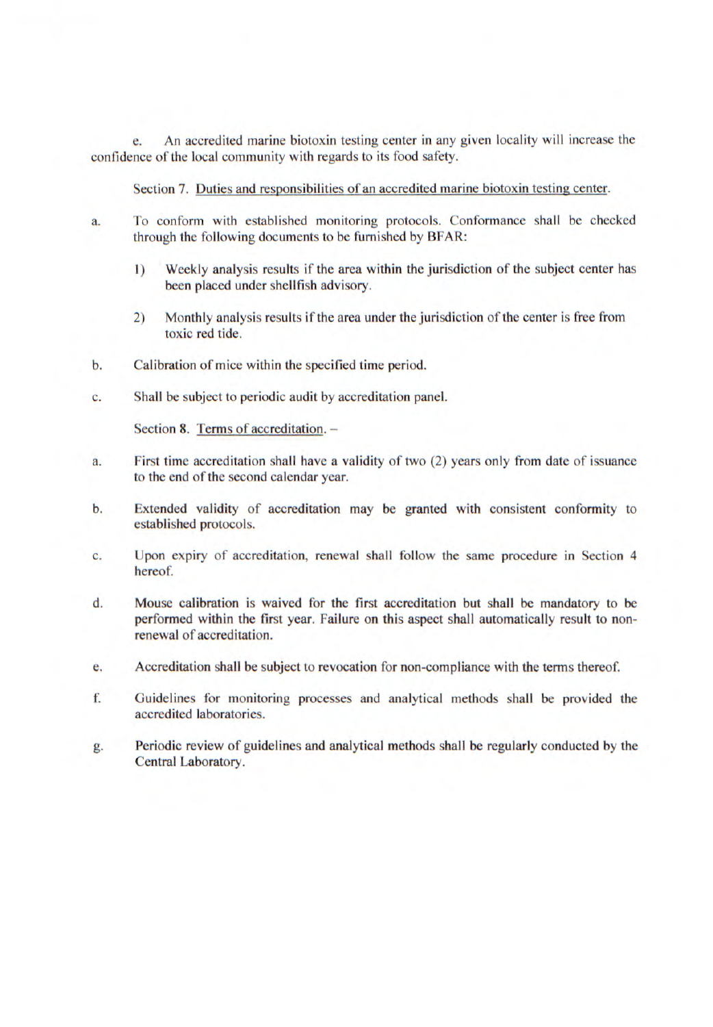e. An accredited marine biotoxin testing center in any given locality will increase the confidence of the local community with regards to its food safety.

Section 7. Duties and responsibilities of an accredited marine biotoxin testing center.

a. To conform with established monitoring protocols. Conformance shall be checked through the following documents to be furnished by BFAR:

   1) Weekly analysis results if the area within the jurisdiction of the subject center has been placed under shellfish advisory.

   2) Monthly analysis results if the area under the jurisdiction of the center is free from toxic red tide.

b. Calibration of mice within the specified time period.

c. Shall be subject to periodic audit by accreditation panel.

Section 8. Terms of accreditation. –

a. First time accreditation shall have a validity of two (2) years only from date of issuance to the end of the second calendar year.

b. Extended validity of accreditation may be granted with consistent conformity to established protocols.

c. Upon expiry of accreditation, renewal shall follow the same procedure in Section 4 hereof.

d. Mouse calibration is waived for the first accreditation but shall be mandatory to be performed within the first year. Failure on this aspect shall automatically result to non-renewal of accreditation.

e. Accreditation shall be subject to revocation for non-compliance with the terms thereof.

f. Guidelines for monitoring processes and analytical methods shall be provided the accredited laboratories.

g. Periodic review of guidelines and analytical methods shall be regularly conducted by the Central Laboratory.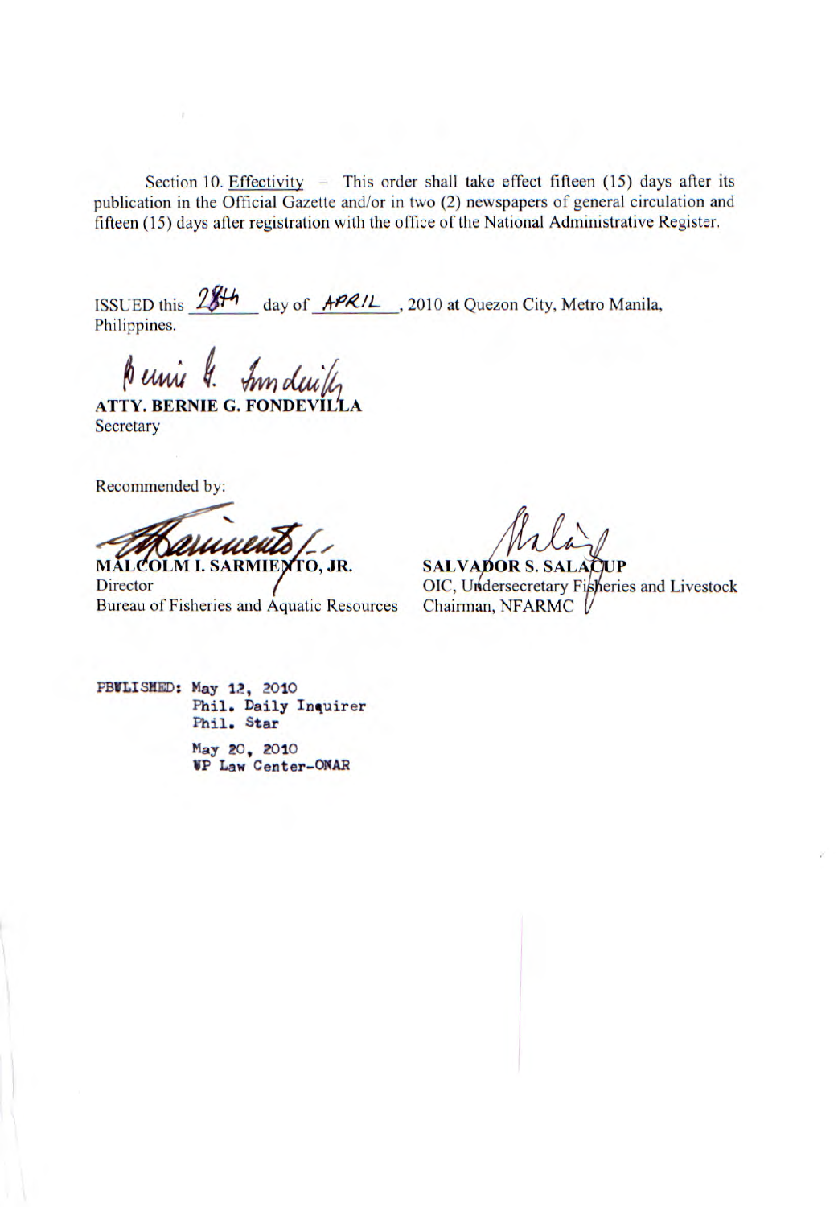Section 10. Effectivity – This order shall take effect fifteen (15) days after its publication in the Official Gazette and/or in two (2) newspapers of general circulation and fifteen (15) days after registration with the office of the National Administrative Register.

ISSUED this 28th day of APRIL, 2010 at Quezon City, Metro Manila, Philippines.

**ATTY. BERNIE G. FONDEVILLA**
Secretary

Recommended by:

**MALCOLM I. SARMIENTO, JR.**
Director
Bureau of Fisheries and Aquatic Resources

**SALVADOR S. SALACUP**
OIC, Undersecretary Fisheries and Livestock
Chairman, NFARMC

PBULISHED: May 12, 2010
Phil. Daily Inquirer
Phil. Star

May 20, 2010
UP Law Center-ONAR